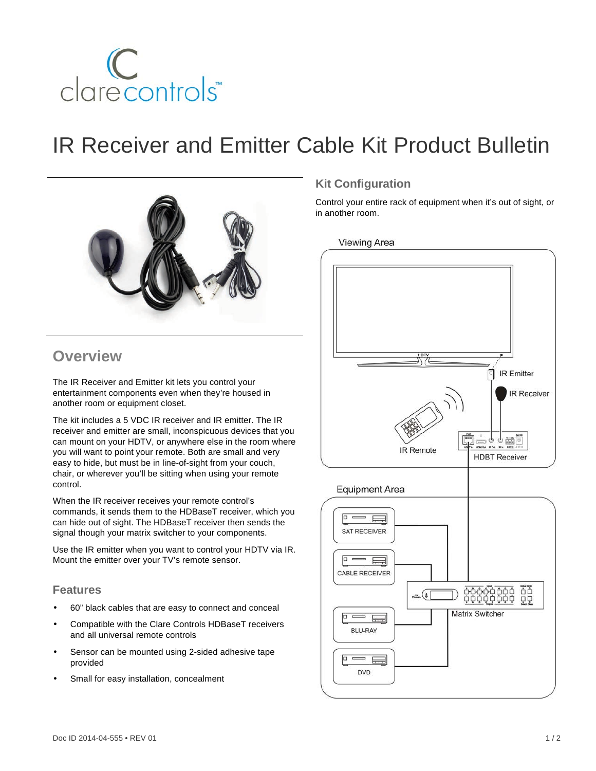# IR Receiver and Emitter Cable Kit Product Bulletin

## Overview

The IR Receiver and Emitter kit lets you control your entertainment components even when they're housed in another room or equipment closet.

The kit includes a 5 VDC IR receiver and IR emitter. The IR receiver and emitter are small, inconspicuous devices that you can mount on your HDTV, or anywhere else in the room where you will want to point your remote. Both are small and very easy to hide, but must be in line-of-sight from your couch, chair, or wherever you'll be sitting when using your remote control.

When the IR receiver receives your remote control's commands, it sends them to the HDBaseT receiver, which you can hide out of sight. The HDBaseT receiver then sends the signal though your matrix switcher to your components.

Use the IR emitter when you want to control your HDTV via IR. Mount the emitter over your TV's remote sensor.

### Features

- 60" black cables that are easy to connect and conceal
- Compatible with the Clare Controls HDBaseT receivers and all universal remote controls
- Sensor can be mounted using 2-sided adhesive tape provided
- Small for easy installation, concealment

## Kit Configuration

Control your entire rack of equipment when it's out of sight, or in another room.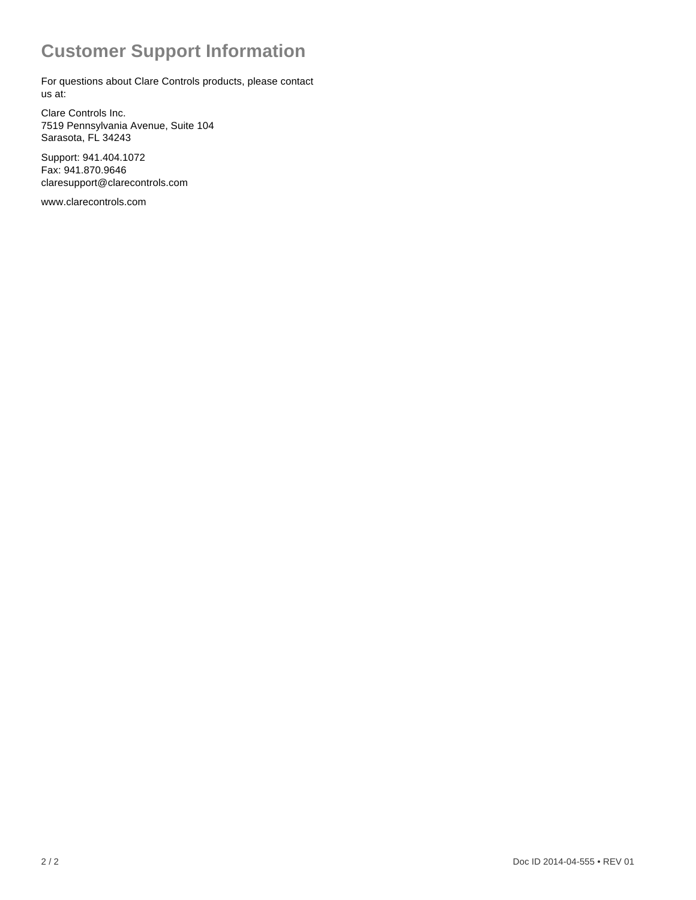# Customer Support Information

For questions about Clare Controls products, please contact us at:

Clare Controls Inc.
7519 Pennsylvania Avenue, Suite 104
Sarasota, FL 34243

Support: 941.404.1072
Fax: 941.870.9646
claresupport@clarecontrols.com

www.clarecontrols.com